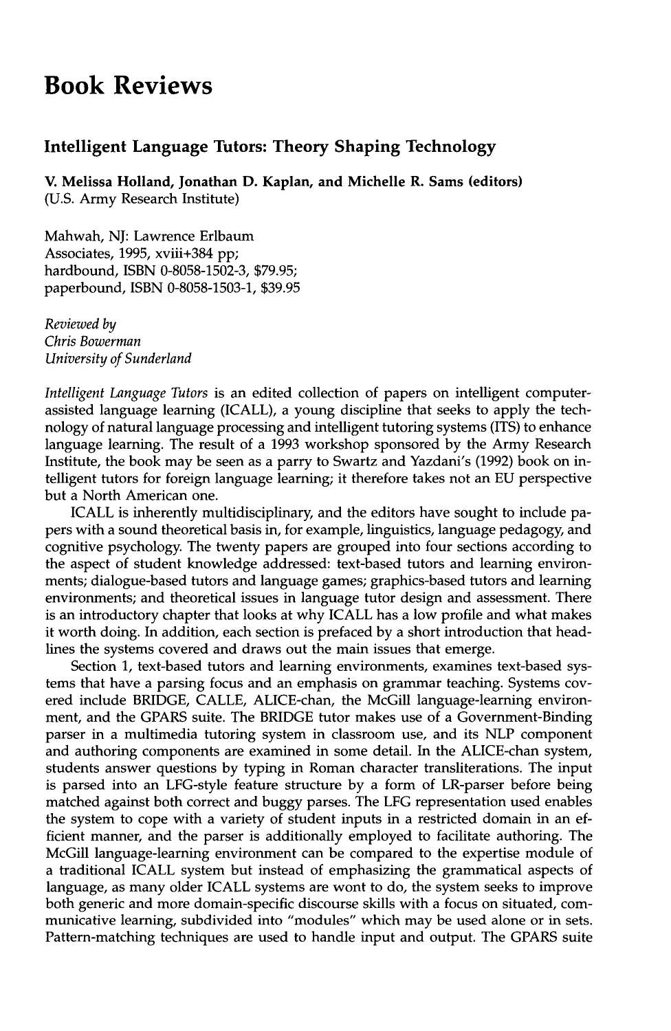# Book Reviews

## Intelligent Language Tutors: Theory Shaping Technology

**V. Melissa Holland, Jonathan D. Kaplan, and Michelle R. Sams (editors)**
(U.S. Army Research Institute)

Mahwah, NJ: Lawrence Erlbaum Associates, 1995, xviii+384 pp;
hardbound, ISBN 0-8058-1502-3, $79.95;
paperbound, ISBN 0-8058-1503-1, $39.95

*Reviewed by*
*Chris Bowerman*
*University of Sunderland*

*Intelligent Language Tutors* is an edited collection of papers on intelligent computer-assisted language learning (ICALL), a young discipline that seeks to apply the technology of natural language processing and intelligent tutoring systems (ITS) to enhance language learning. The result of a 1993 workshop sponsored by the Army Research Institute, the book may be seen as a parry to Swartz and Yazdani's (1992) book on intelligent tutors for foreign language learning; it therefore takes not an EU perspective but a North American one.

ICALL is inherently multidisciplinary, and the editors have sought to include papers with a sound theoretical basis in, for example, linguistics, language pedagogy, and cognitive psychology. The twenty papers are grouped into four sections according to the aspect of student knowledge addressed: text-based tutors and learning environments; dialogue-based tutors and language games; graphics-based tutors and learning environments; and theoretical issues in language tutor design and assessment. There is an introductory chapter that looks at why ICALL has a low profile and what makes it worth doing. In addition, each section is prefaced by a short introduction that headlines the systems covered and draws out the main issues that emerge.

Section 1, text-based tutors and learning environments, examines text-based systems that have a parsing focus and an emphasis on grammar teaching. Systems covered include BRIDGE, CALLE, ALICE-chan, the McGill language-learning environment, and the GPARS suite. The BRIDGE tutor makes use of a Government-Binding parser in a multimedia tutoring system in classroom use, and its NLP component and authoring components are examined in some detail. In the ALICE-chan system, students answer questions by typing in Roman character transliterations. The input is parsed into an LFG-style feature structure by a form of LR-parser before being matched against both correct and buggy parses. The LFG representation used enables the system to cope with a variety of student inputs in a restricted domain in an efficient manner, and the parser is additionally employed to facilitate authoring. The McGill language-learning environment can be compared to the expertise module of a traditional ICALL system but instead of emphasizing the grammatical aspects of language, as many older ICALL systems are wont to do, the system seeks to improve both generic and more domain-specific discourse skills with a focus on situated, communicative learning, subdivided into "modules" which may be used alone or in sets. Pattern-matching techniques are used to handle input and output. The GPARS suite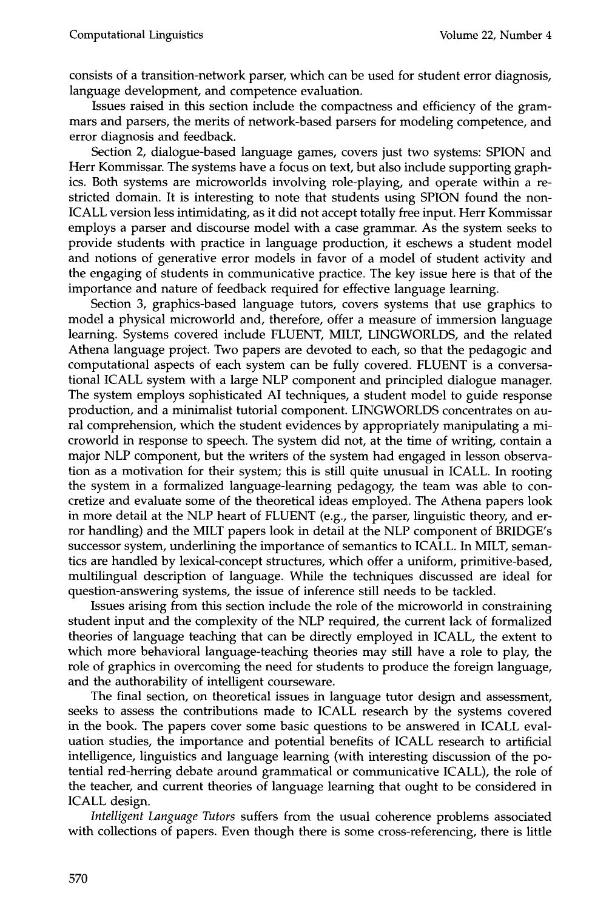consists of a transition-network parser, which can be used for student error diagnosis, language development, and competence evaluation.

Issues raised in this section include the compactness and efficiency of the grammars and parsers, the merits of network-based parsers for modeling competence, and error diagnosis and feedback.

Section 2, dialogue-based language games, covers just two systems: SPION and Herr Kommissar. The systems have a focus on text, but also include supporting graphics. Both systems are microworlds involving role-playing, and operate within a restricted domain. It is interesting to note that students using SPION found the non-ICALL version less intimidating, as it did not accept totally free input. Herr Kommissar employs a parser and discourse model with a case grammar. As the system seeks to provide students with practice in language production, it eschews a student model and notions of generative error models in favor of a model of student activity and the engaging of students in communicative practice. The key issue here is that of the importance and nature of feedback required for effective language learning.

Section 3, graphics-based language tutors, covers systems that use graphics to model a physical microworld and, therefore, offer a measure of immersion language learning. Systems covered include FLUENT, MILT, LINGWORLDS, and the related Athena language project. Two papers are devoted to each, so that the pedagogic and computational aspects of each system can be fully covered. FLUENT is a conversational ICALL system with a large NLP component and principled dialogue manager. The system employs sophisticated AI techniques, a student model to guide response production, and a minimalist tutorial component. LINGWORLDS concentrates on aural comprehension, which the student evidences by appropriately manipulating a microworld in response to speech. The system did not, at the time of writing, contain a major NLP component, but the writers of the system had engaged in lesson observation as a motivation for their system; this is still quite unusual in ICALL. In rooting the system in a formalized language-learning pedagogy, the team was able to concretize and evaluate some of the theoretical ideas employed. The Athena papers look in more detail at the NLP heart of FLUENT (e.g., the parser, linguistic theory, and error handling) and the MILT papers look in detail at the NLP component of BRIDGE's successor system, underlining the importance of semantics to ICALL. In MILT, semantics are handled by lexical-concept structures, which offer a uniform, primitive-based, multilingual description of language. While the techniques discussed are ideal for question-answering systems, the issue of inference still needs to be tackled.

Issues arising from this section include the role of the microworld in constraining student input and the complexity of the NLP required, the current lack of formalized theories of language teaching that can be directly employed in ICALL, the extent to which more behavioral language-teaching theories may still have a role to play, the role of graphics in overcoming the need for students to produce the foreign language, and the authorability of intelligent courseware.

The final section, on theoretical issues in language tutor design and assessment, seeks to assess the contributions made to ICALL research by the systems covered in the book. The papers cover some basic questions to be answered in ICALL evaluation studies, the importance and potential benefits of ICALL research to artificial intelligence, linguistics and language learning (with interesting discussion of the potential red-herring debate around grammatical or communicative ICALL), the role of the teacher, and current theories of language learning that ought to be considered in ICALL design.

*Intelligent Language Tutors* suffers from the usual coherence problems associated with collections of papers. Even though there is some cross-referencing, there is little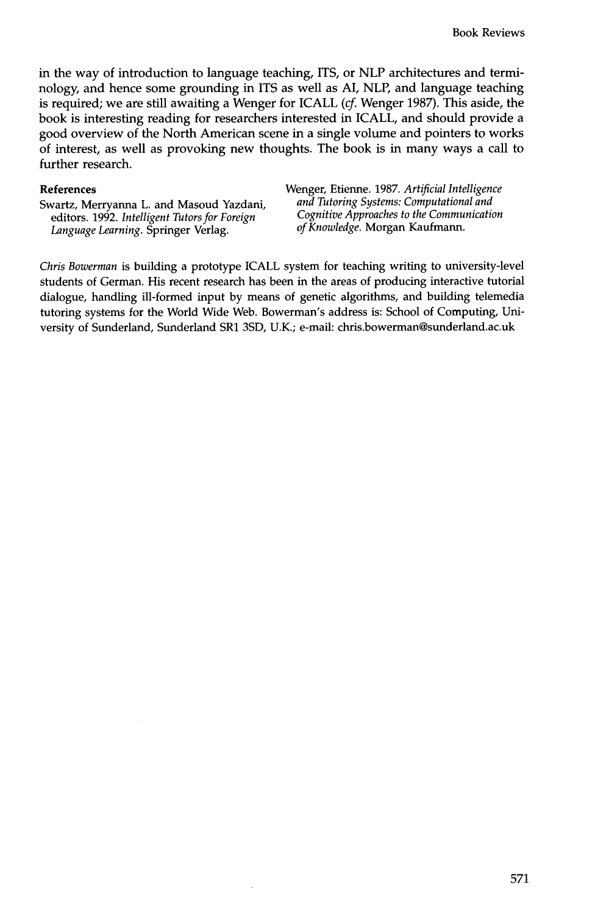in the way of introduction to language teaching, ITS, or NLP architectures and terminology, and hence some grounding in ITS as well as AI, NLP, and language teaching is required; we are still awaiting a Wenger for ICALL (*cf.* Wenger 1987). This aside, the book is interesting reading for researchers interested in ICALL, and should provide a good overview of the North American scene in a single volume and pointers to works of interest, as well as provoking new thoughts. The book is in many ways a call to further research.

**References**

Swartz, Merryanna L. and Masoud Yazdani, editors. 1992. *Intelligent Tutors for Foreign Language Learning*. Springer Verlag.

Wenger, Etienne. 1987. *Artificial Intelligence and Tutoring Systems: Computational and Cognitive Approaches to the Communication of Knowledge*. Morgan Kaufmann.

*Chris Bowerman* is building a prototype ICALL system for teaching writing to university-level students of German. His recent research has been in the areas of producing interactive tutorial dialogue, handling ill-formed input by means of genetic algorithms, and building telemedia tutoring systems for the World Wide Web. Bowerman's address is: School of Computing, University of Sunderland, Sunderland SR1 3SD, U.K.; e-mail: chris.bowerman@sunderland.ac.uk